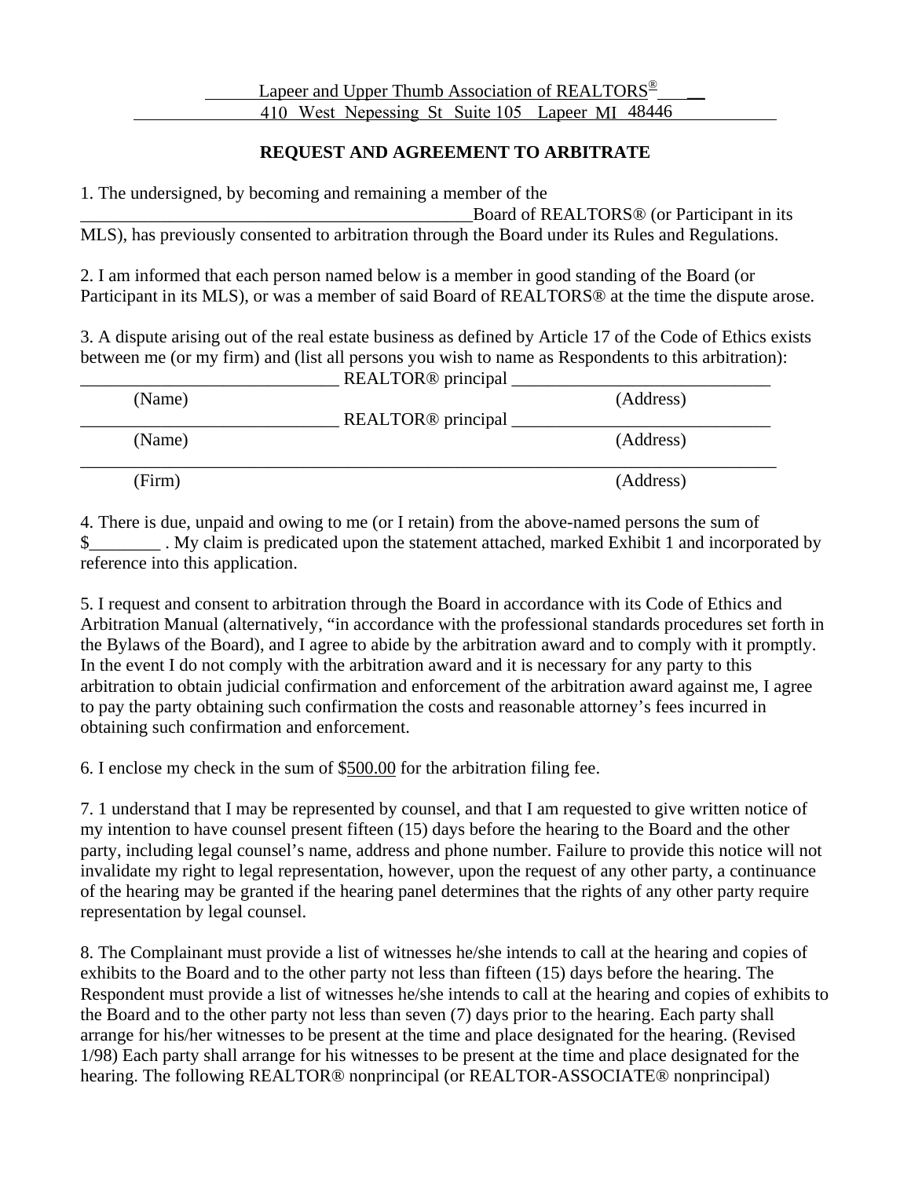Lapeer and Upper Thumb Association of REALTORS®

410 West Nepessing St Suite 105 Lapeer MI 48446

## REQUEST AND AGREEMENT TO ARBITRATE

1. The undersigned, by becoming and remaining a member of the _____________________________________________Board of REALTORS® (or Participant in its MLS), has previously consented to arbitration through the Board under its Rules and Regulations.

2. I am informed that each person named below is a member in good standing of the Board (or Participant in its MLS), or was a member of said Board of REALTORS® at the time the dispute arose.

3. A dispute arising out of the real estate business as defined by Article 17 of the Code of Ethics exists between me (or my firm) and (list all persons you wish to name as Respondents to this arbitration):

_____________________________ REALTOR® principal ______________________________
(Name) (Address)

_____________________________ REALTOR® principal ______________________________
(Name) (Address)

________________________________________________________________________________
(Firm) (Address)

4. There is due, unpaid and owing to me (or I retain) from the above-named persons the sum of $________ . My claim is predicated upon the statement attached, marked Exhibit 1 and incorporated by reference into this application.

5. I request and consent to arbitration through the Board in accordance with its Code of Ethics and Arbitration Manual (alternatively, "in accordance with the professional standards procedures set forth in the Bylaws of the Board), and I agree to abide by the arbitration award and to comply with it promptly. In the event I do not comply with the arbitration award and it is necessary for any party to this arbitration to obtain judicial confirmation and enforcement of the arbitration award against me, I agree to pay the party obtaining such confirmation the costs and reasonable attorney's fees incurred in obtaining such confirmation and enforcement.

6. I enclose my check in the sum of $500.00 for the arbitration filing fee.

7. 1 understand that I may be represented by counsel, and that I am requested to give written notice of my intention to have counsel present fifteen (15) days before the hearing to the Board and the other party, including legal counsel's name, address and phone number. Failure to provide this notice will not invalidate my right to legal representation, however, upon the request of any other party, a continuance of the hearing may be granted if the hearing panel determines that the rights of any other party require representation by legal counsel.

8. The Complainant must provide a list of witnesses he/she intends to call at the hearing and copies of exhibits to the Board and to the other party not less than fifteen (15) days before the hearing. The Respondent must provide a list of witnesses he/she intends to call at the hearing and copies of exhibits to the Board and to the other party not less than seven (7) days prior to the hearing. Each party shall arrange for his/her witnesses to be present at the time and place designated for the hearing. (Revised 1/98) Each party shall arrange for his witnesses to be present at the time and place designated for the hearing. The following REALTOR® nonprincipal (or REALTOR-ASSOCIATE® nonprincipal)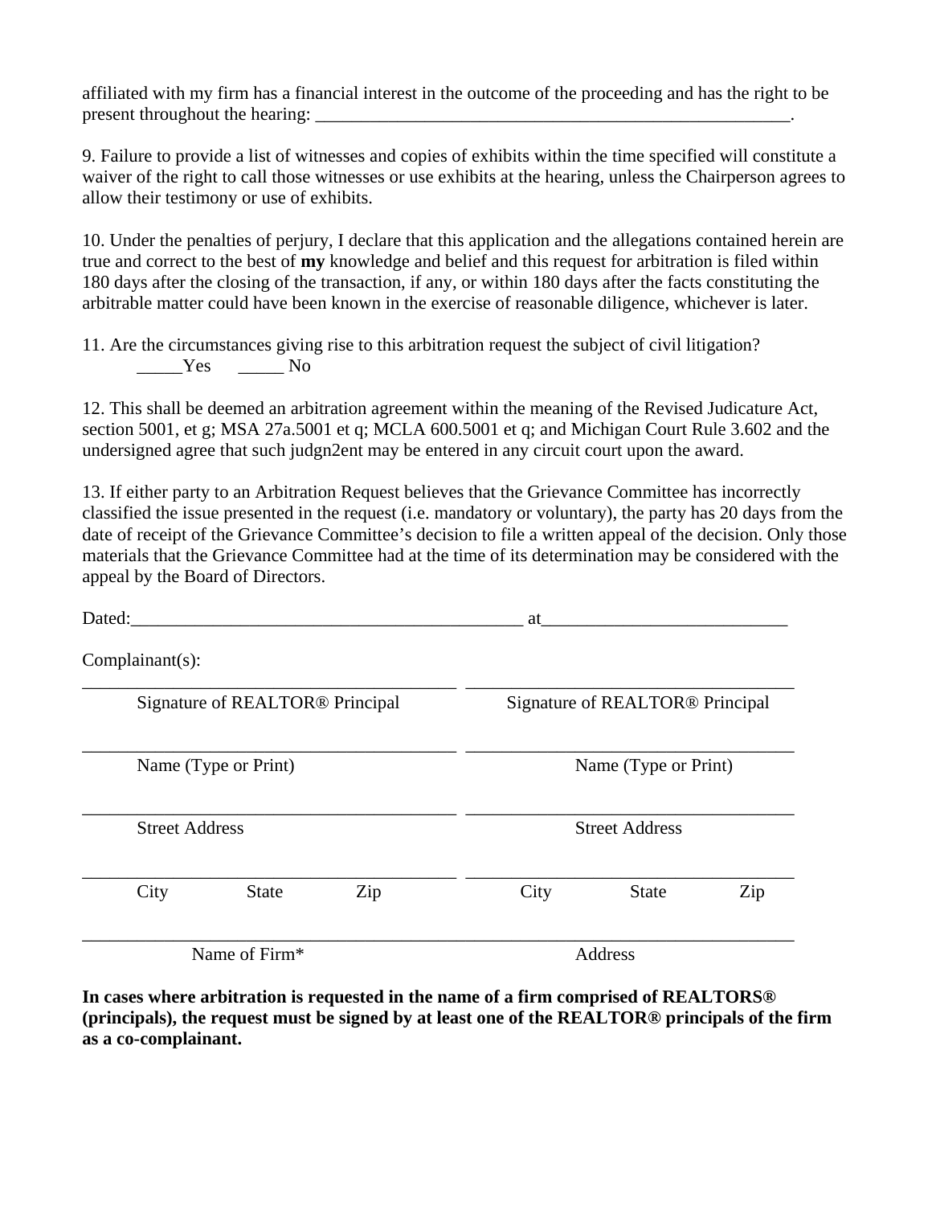affiliated with my firm has a financial interest in the outcome of the proceeding and has the right to be present throughout the hearing: _______________________________________________________.

9. Failure to provide a list of witnesses and copies of exhibits within the time specified will constitute a waiver of the right to call those witnesses or use exhibits at the hearing, unless the Chairperson agrees to allow their testimony or use of exhibits.

10. Under the penalties of perjury, I declare that this application and the allegations contained herein are true and correct to the best of **my** knowledge and belief and this request for arbitration is filed within 180 days after the closing of the transaction, if any, or within 180 days after the facts constituting the arbitrable matter could have been known in the exercise of reasonable diligence, whichever is later.

11. Are the circumstances giving rise to this arbitration request the subject of civil litigation?

_____Yes _____ No

12. This shall be deemed an arbitration agreement within the meaning of the Revised Judicature Act, section 5001, et g; MSA 27a.5001 et q; MCLA 600.5001 et q; and Michigan Court Rule 3.602 and the undersigned agree that such judgn2ent may be entered in any circuit court upon the award.

13. If either party to an Arbitration Request believes that the Grievance Committee has incorrectly classified the issue presented in the request (i.e. mandatory or voluntary), the party has 20 days from the date of receipt of the Grievance Committee's decision to file a written appeal of the decision. Only those materials that the Grievance Committee had at the time of its determination may be considered with the appeal by the Board of Directors.

Dated:____________________________________________ at___________________________

Complainant(s):

| | |
|---|---|
| ________________________________________ | ________________________________________ |
| Signature of REALTOR® Principal | Signature of REALTOR® Principal |
| ________________________________________ | ________________________________________ |
| Name (Type or Print) | Name (Type or Print) |
| ________________________________________ | ________________________________________ |
| Street Address | Street Address |
| ________________________________________ | ________________________________________ |
| City State Zip | City State Zip |

________________________________________________________________________________

Name of Firm* Address

**In cases where arbitration is requested in the name of a firm comprised of REALTORS® (principals), the request must be signed by at least one of the REALTOR® principals of the firm as a co-complainant.**